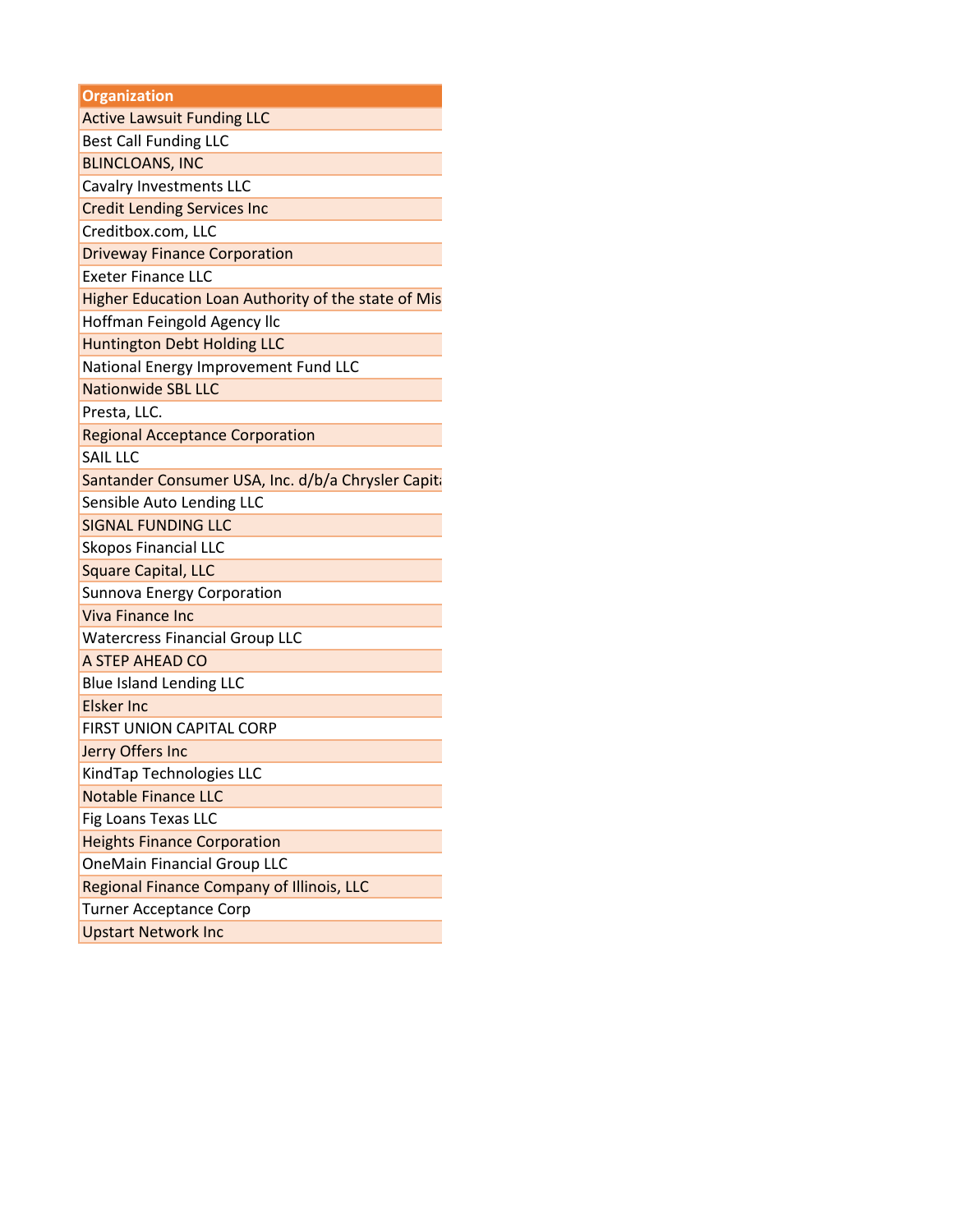| Organization |
| --- |
| Active Lawsuit Funding LLC |
| Best Call Funding LLC |
| BLINCLOANS, INC |
| Cavalry Investments LLC |
| Credit Lending Services Inc |
| Creditbox.com, LLC |
| Driveway Finance Corporation |
| Exeter Finance LLC |
| Higher Education Loan Authority of the state of Mis |
| Hoffman Feingold Agency llc |
| Huntington Debt Holding LLC |
| National Energy Improvement Fund LLC |
| Nationwide SBL LLC |
| Presta, LLC. |
| Regional Acceptance Corporation |
| SAIL LLC |
| Santander Consumer USA, Inc. d/b/a Chrysler Capita |
| Sensible Auto Lending LLC |
| SIGNAL FUNDING LLC |
| Skopos Financial LLC |
| Square Capital, LLC |
| Sunnova Energy Corporation |
| Viva Finance Inc |
| Watercress Financial Group LLC |
| A STEP AHEAD CO |
| Blue Island Lending LLC |
| Elsker Inc |
| FIRST UNION CAPITAL CORP |
| Jerry Offers Inc |
| KindTap Technologies LLC |
| Notable Finance LLC |
| Fig Loans Texas LLC |
| Heights Finance Corporation |
| OneMain Financial Group LLC |
| Regional Finance Company of Illinois, LLC |
| Turner Acceptance Corp |
| Upstart Network Inc |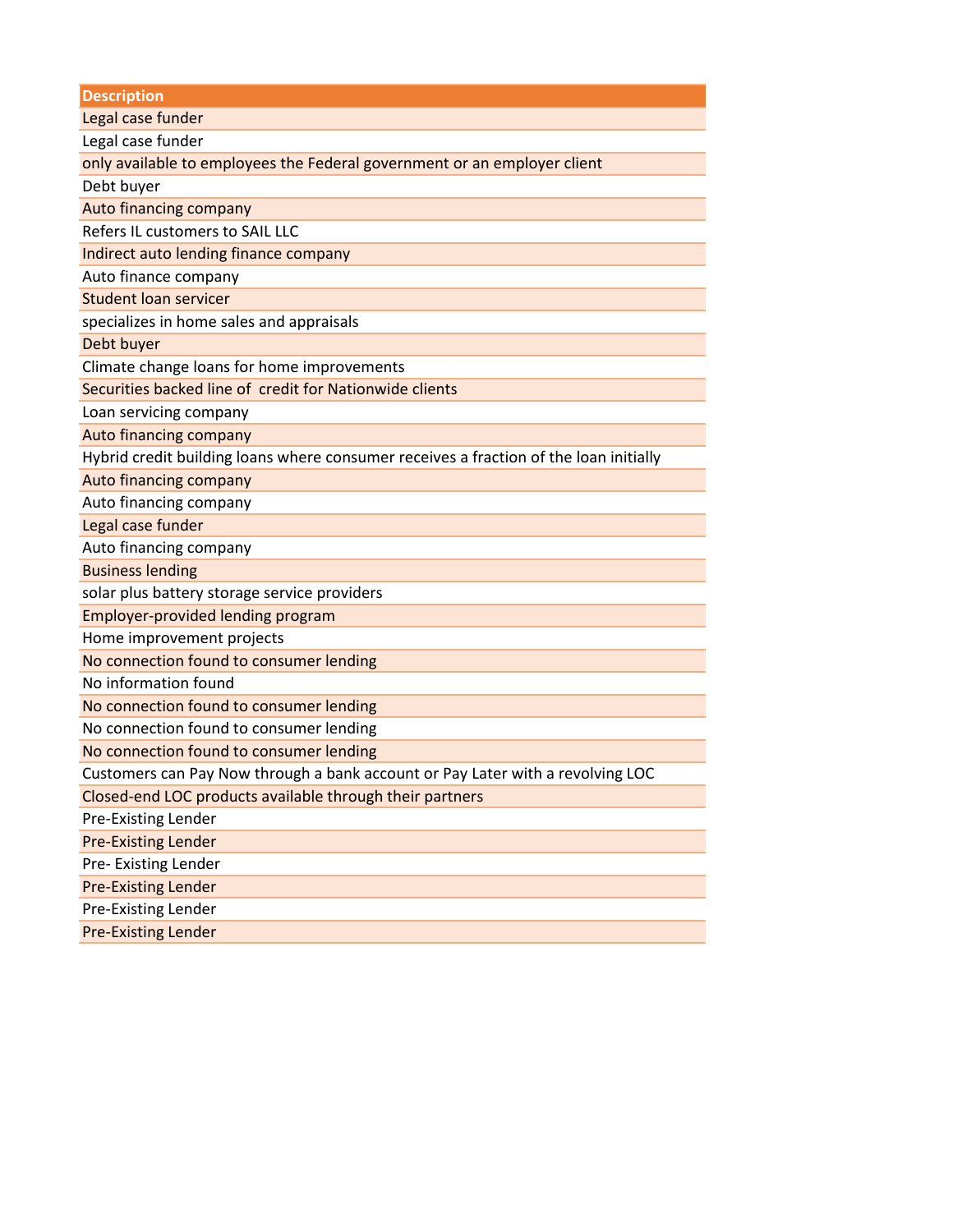| Description |
| --- |
| Legal case funder |
| Legal case funder |
| only available to employees the Federal government or an employer client |
| Debt buyer |
| Auto financing company |
| Refers IL customers to SAIL LLC |
| Indirect auto lending finance company |
| Auto finance company |
| Student loan servicer |
| specializes in home sales and appraisals |
| Debt buyer |
| Climate change loans for home improvements |
| Securities backed line of  credit for Nationwide clients |
| Loan servicing company |
| Auto financing company |
| Hybrid credit building loans where consumer receives a fraction of the loan initially |
| Auto financing company |
| Auto financing company |
| Legal case funder |
| Auto financing company |
| Business lending |
| solar plus battery storage service providers |
| Employer-provided lending program |
| Home improvement projects |
| No connection found to consumer lending |
| No information found |
| No connection found to consumer lending |
| No connection found to consumer lending |
| No connection found to consumer lending |
| Customers can Pay Now through a bank account or Pay Later with a revolving LOC |
| Closed-end LOC products available through their partners |
| Pre-Existing Lender |
| Pre-Existing Lender |
| Pre- Existing Lender |
| Pre-Existing Lender |
| Pre-Existing Lender |
| Pre-Existing Lender |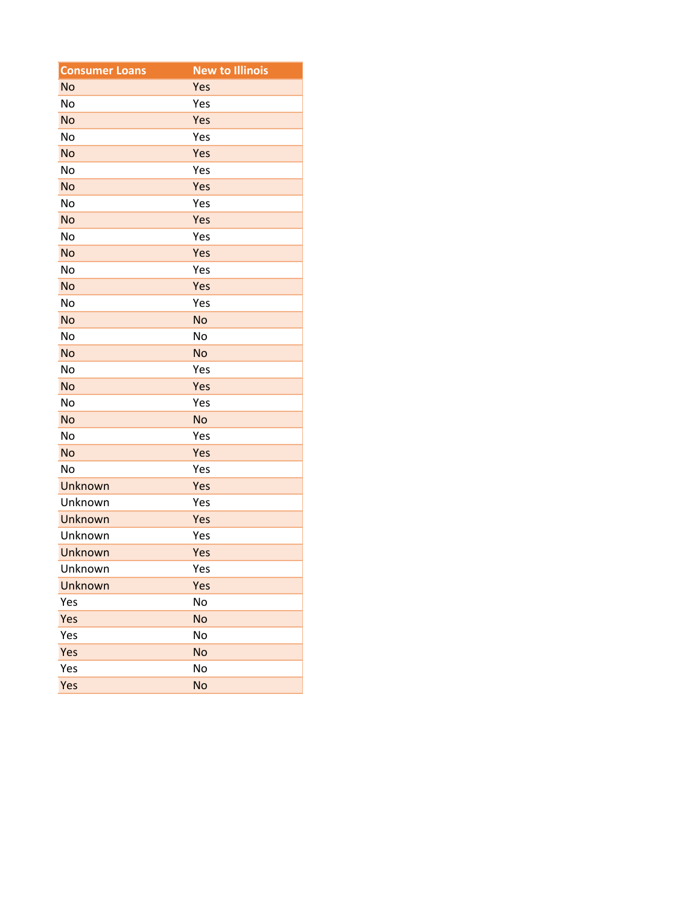| Consumer Loans | New to Illinois |
| --- | --- |
| No | Yes |
| No | Yes |
| No | Yes |
| No | Yes |
| No | Yes |
| No | Yes |
| No | Yes |
| No | Yes |
| No | Yes |
| No | Yes |
| No | Yes |
| No | Yes |
| No | Yes |
| No | Yes |
| No | No |
| No | No |
| No | No |
| No | Yes |
| No | Yes |
| No | Yes |
| No | No |
| No | Yes |
| No | Yes |
| No | Yes |
| Unknown | Yes |
| Unknown | Yes |
| Unknown | Yes |
| Unknown | Yes |
| Unknown | Yes |
| Unknown | Yes |
| Unknown | Yes |
| Yes | No |
| Yes | No |
| Yes | No |
| Yes | No |
| Yes | No |
| Yes | No |